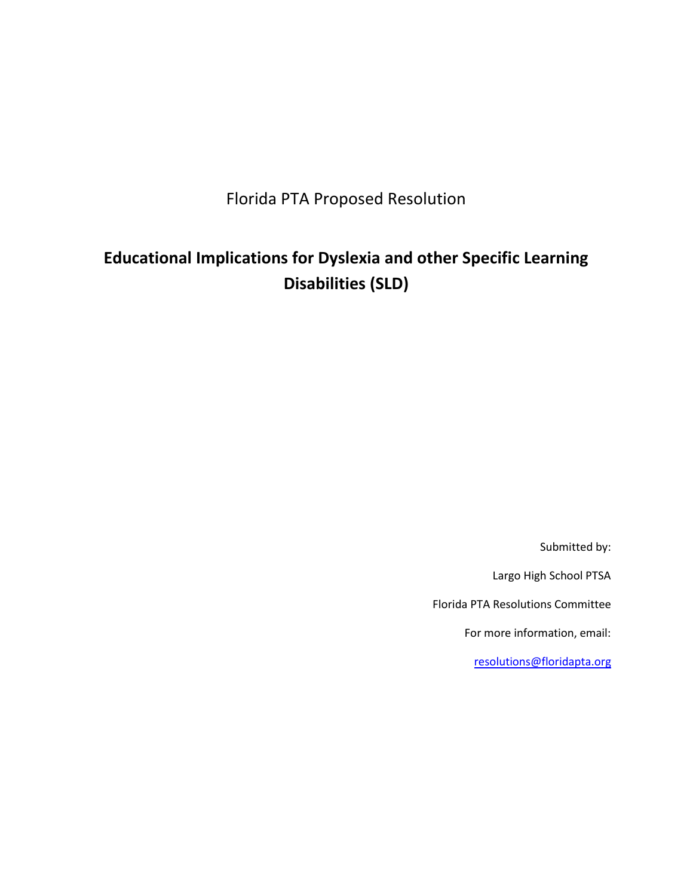Florida PTA Proposed Resolution

# Educational Implications for Dyslexia and other Specific Learning Disabilities (SLD)

Submitted by:

Largo High School PTSA

Florida PTA Resolutions Committee

For more information, email:

resolutions@floridapta.org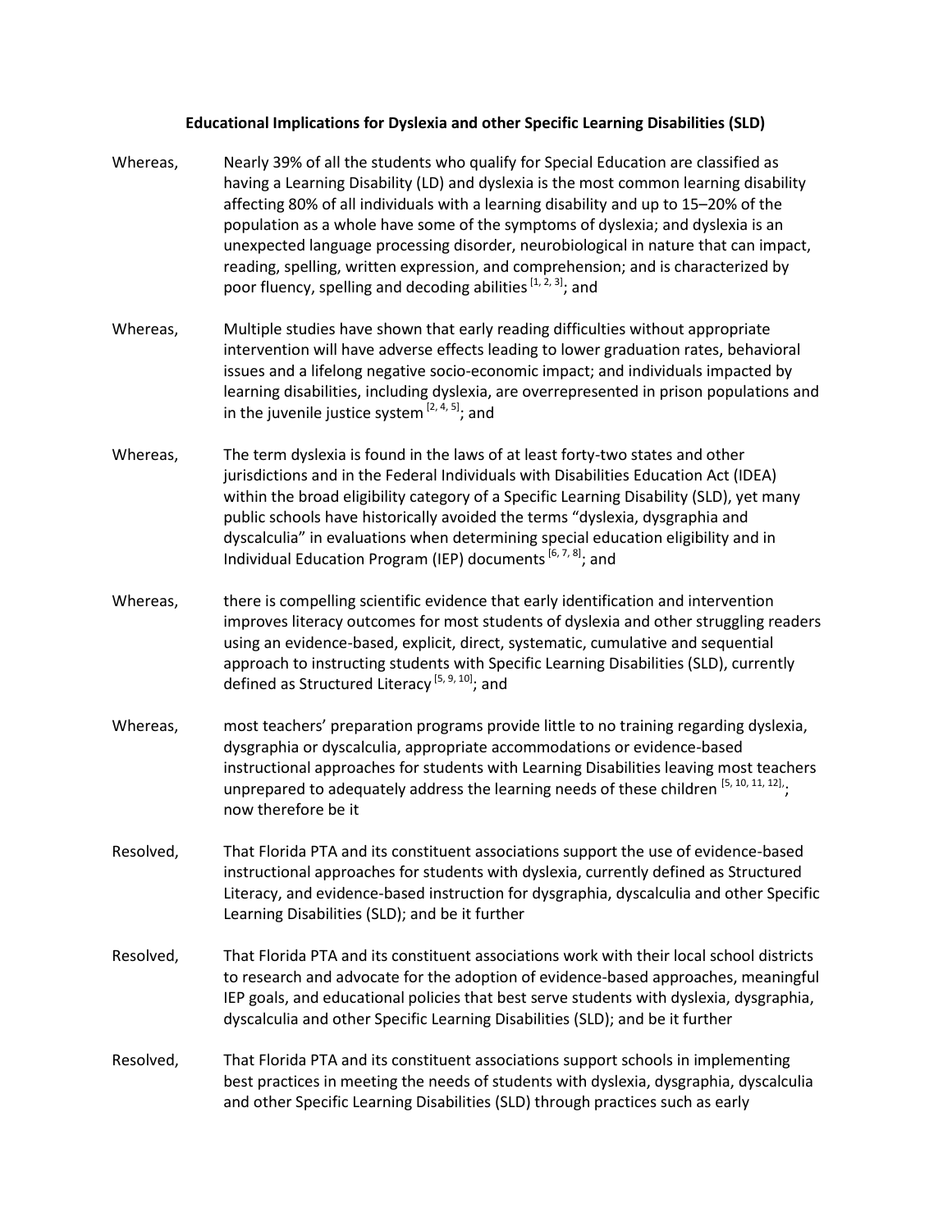**Educational Implications for Dyslexia and other Specific Learning Disabilities (SLD)**

Whereas, Nearly 39% of all the students who qualify for Special Education are classified as having a Learning Disability (LD) and dyslexia is the most common learning disability affecting 80% of all individuals with a learning disability and up to 15–20% of the population as a whole have some of the symptoms of dyslexia; and dyslexia is an unexpected language processing disorder, neurobiological in nature that can impact, reading, spelling, written expression, and comprehension; and is characterized by poor fluency, spelling and decoding abilities [1, 2, 3]; and

Whereas, Multiple studies have shown that early reading difficulties without appropriate intervention will have adverse effects leading to lower graduation rates, behavioral issues and a lifelong negative socio-economic impact; and individuals impacted by learning disabilities, including dyslexia, are overrepresented in prison populations and in the juvenile justice system [2, 4, 5]; and

Whereas, The term dyslexia is found in the laws of at least forty-two states and other jurisdictions and in the Federal Individuals with Disabilities Education Act (IDEA) within the broad eligibility category of a Specific Learning Disability (SLD), yet many public schools have historically avoided the terms "dyslexia, dysgraphia and dyscalculia" in evaluations when determining special education eligibility and in Individual Education Program (IEP) documents [6, 7, 8]; and

Whereas, there is compelling scientific evidence that early identification and intervention improves literacy outcomes for most students of dyslexia and other struggling readers using an evidence-based, explicit, direct, systematic, cumulative and sequential approach to instructing students with Specific Learning Disabilities (SLD), currently defined as Structured Literacy [5, 9, 10]; and

Whereas, most teachers' preparation programs provide little to no training regarding dyslexia, dysgraphia or dyscalculia, appropriate accommodations or evidence-based instructional approaches for students with Learning Disabilities leaving most teachers unprepared to adequately address the learning needs of these children [5, 10, 11, 12],; now therefore be it

Resolved, That Florida PTA and its constituent associations support the use of evidence-based instructional approaches for students with dyslexia, currently defined as Structured Literacy, and evidence-based instruction for dysgraphia, dyscalculia and other Specific Learning Disabilities (SLD); and be it further

Resolved, That Florida PTA and its constituent associations work with their local school districts to research and advocate for the adoption of evidence-based approaches, meaningful IEP goals, and educational policies that best serve students with dyslexia, dysgraphia, dyscalculia and other Specific Learning Disabilities (SLD); and be it further

Resolved, That Florida PTA and its constituent associations support schools in implementing best practices in meeting the needs of students with dyslexia, dysgraphia, dyscalculia and other Specific Learning Disabilities (SLD) through practices such as early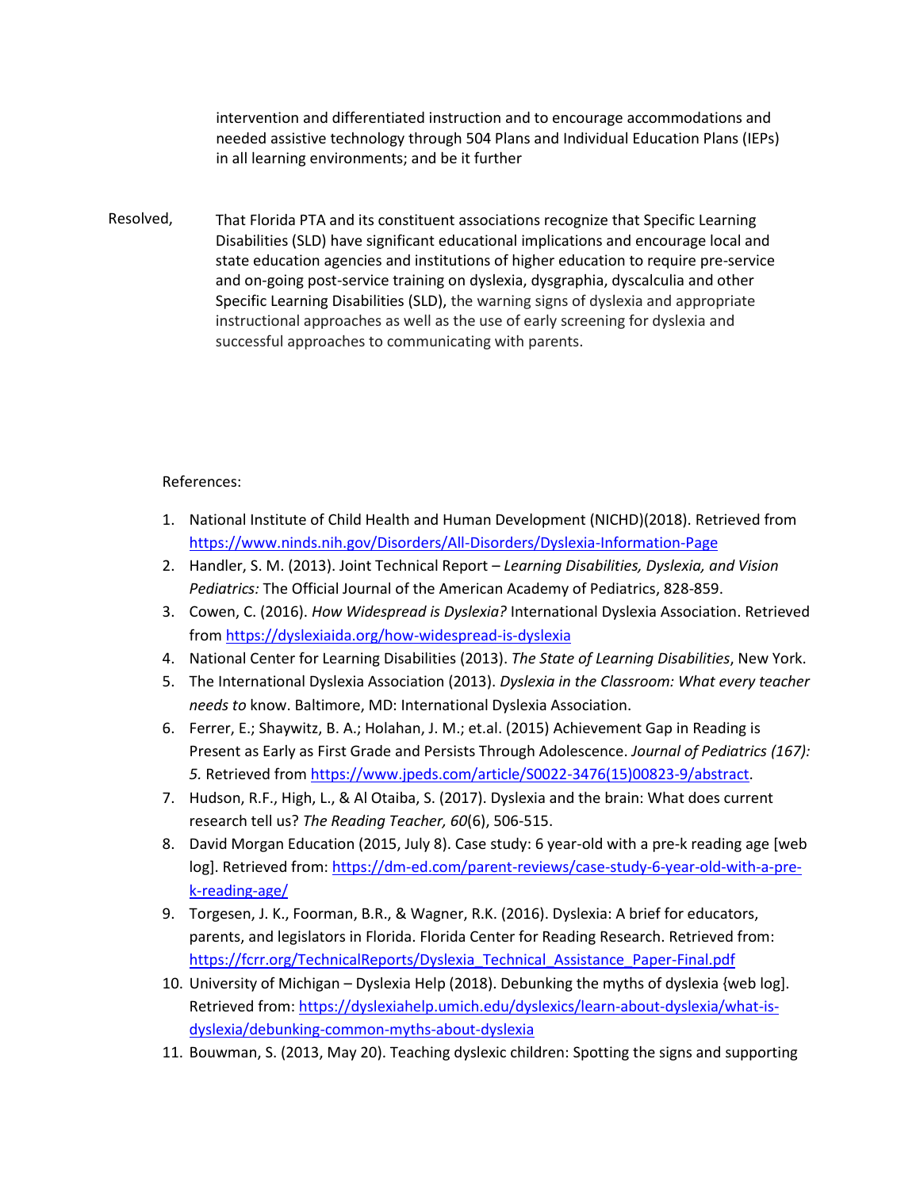intervention and differentiated instruction and to encourage accommodations and needed assistive technology through 504 Plans and Individual Education Plans (IEPs) in all learning environments; and be it further

Resolved, That Florida PTA and its constituent associations recognize that Specific Learning Disabilities (SLD) have significant educational implications and encourage local and state education agencies and institutions of higher education to require pre-service and on-going post-service training on dyslexia, dysgraphia, dyscalculia and other Specific Learning Disabilities (SLD), the warning signs of dyslexia and appropriate instructional approaches as well as the use of early screening for dyslexia and successful approaches to communicating with parents.

References:

1. National Institute of Child Health and Human Development (NICHD)(2018). Retrieved from https://www.ninds.nih.gov/Disorders/All-Disorders/Dyslexia-Information-Page
2. Handler, S. M. (2013). Joint Technical Report – *Learning Disabilities, Dyslexia, and Vision Pediatrics:* The Official Journal of the American Academy of Pediatrics, 828-859.
3. Cowen, C. (2016). *How Widespread is Dyslexia?* International Dyslexia Association. Retrieved from https://dyslexiaida.org/how-widespread-is-dyslexia
4. National Center for Learning Disabilities (2013). *The State of Learning Disabilities*, New York.
5. The International Dyslexia Association (2013). *Dyslexia in the Classroom: What every teacher needs to* know. Baltimore, MD: International Dyslexia Association.
6. Ferrer, E.; Shaywitz, B. A.; Holahan, J. M.; et.al. (2015) Achievement Gap in Reading is Present as Early as First Grade and Persists Through Adolescence. *Journal of Pediatrics (167): 5.* Retrieved from https://www.jpeds.com/article/S0022-3476(15)00823-9/abstract.
7. Hudson, R.F., High, L., & Al Otaiba, S. (2017). Dyslexia and the brain: What does current research tell us? *The Reading Teacher, 60*(6), 506-515.
8. David Morgan Education (2015, July 8). Case study: 6 year-old with a pre-k reading age [web log]. Retrieved from: https://dm-ed.com/parent-reviews/case-study-6-year-old-with-a-pre-k-reading-age/
9. Torgesen, J. K., Foorman, B.R., & Wagner, R.K. (2016). Dyslexia: A brief for educators, parents, and legislators in Florida. Florida Center for Reading Research. Retrieved from: https://fcrr.org/TechnicalReports/Dyslexia_Technical_Assistance_Paper-Final.pdf
10. University of Michigan – Dyslexia Help (2018). Debunking the myths of dyslexia {web log]. Retrieved from: https://dyslexiahelp.umich.edu/dyslexics/learn-about-dyslexia/what-is-dyslexia/debunking-common-myths-about-dyslexia
11. Bouwman, S. (2013, May 20). Teaching dyslexic children: Spotting the signs and supporting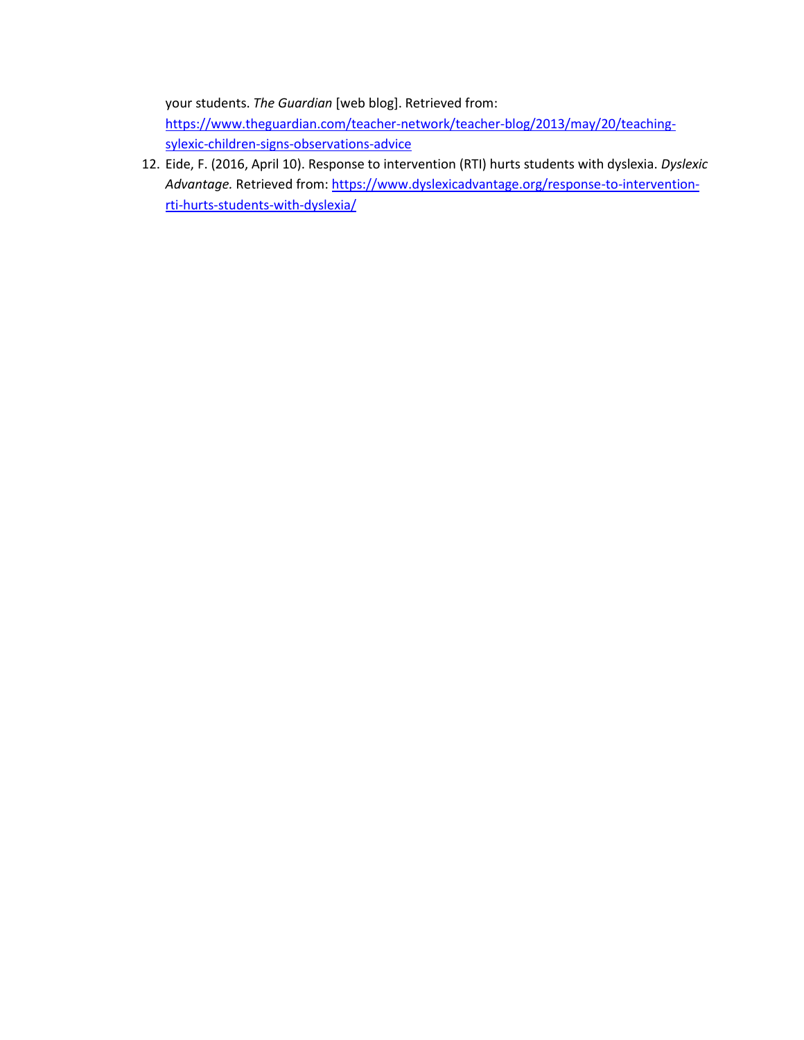your students. *The Guardian* [web blog]. Retrieved from: https://www.theguardian.com/teacher-network/teacher-blog/2013/may/20/teaching-sylexic-children-signs-observations-advice

12. Eide, F. (2016, April 10). Response to intervention (RTI) hurts students with dyslexia. *Dyslexic Advantage.* Retrieved from: https://www.dyslexicadvantage.org/response-to-intervention-rti-hurts-students-with-dyslexia/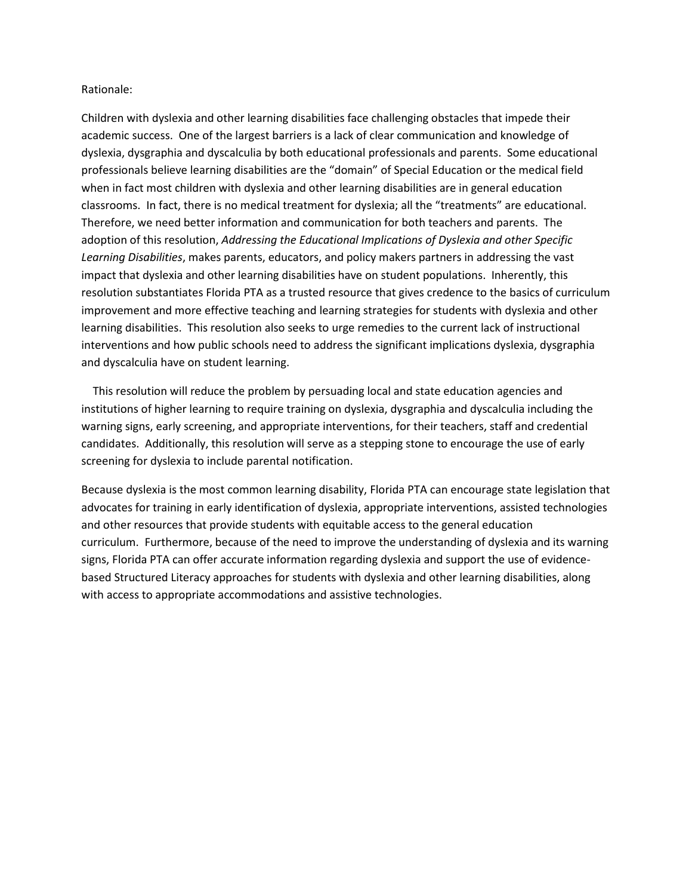Rationale:

Children with dyslexia and other learning disabilities face challenging obstacles that impede their academic success. One of the largest barriers is a lack of clear communication and knowledge of dyslexia, dysgraphia and dyscalculia by both educational professionals and parents. Some educational professionals believe learning disabilities are the "domain" of Special Education or the medical field when in fact most children with dyslexia and other learning disabilities are in general education classrooms. In fact, there is no medical treatment for dyslexia; all the "treatments" are educational. Therefore, we need better information and communication for both teachers and parents. The adoption of this resolution, *Addressing the Educational Implications of Dyslexia and other Specific Learning Disabilities*, makes parents, educators, and policy makers partners in addressing the vast impact that dyslexia and other learning disabilities have on student populations. Inherently, this resolution substantiates Florida PTA as a trusted resource that gives credence to the basics of curriculum improvement and more effective teaching and learning strategies for students with dyslexia and other learning disabilities. This resolution also seeks to urge remedies to the current lack of instructional interventions and how public schools need to address the significant implications dyslexia, dysgraphia and dyscalculia have on student learning.

This resolution will reduce the problem by persuading local and state education agencies and institutions of higher learning to require training on dyslexia, dysgraphia and dyscalculia including the warning signs, early screening, and appropriate interventions, for their teachers, staff and credential candidates. Additionally, this resolution will serve as a stepping stone to encourage the use of early screening for dyslexia to include parental notification.

Because dyslexia is the most common learning disability, Florida PTA can encourage state legislation that advocates for training in early identification of dyslexia, appropriate interventions, assisted technologies and other resources that provide students with equitable access to the general education curriculum. Furthermore, because of the need to improve the understanding of dyslexia and its warning signs, Florida PTA can offer accurate information regarding dyslexia and support the use of evidence-based Structured Literacy approaches for students with dyslexia and other learning disabilities, along with access to appropriate accommodations and assistive technologies.